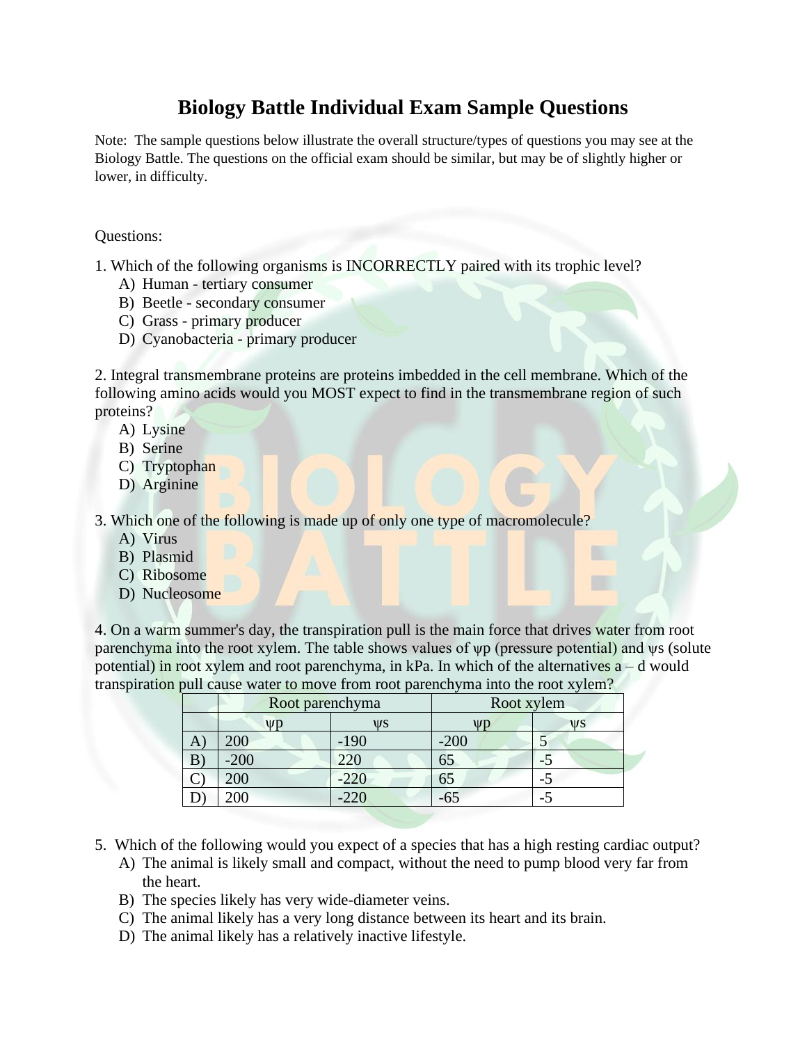# Biology Battle Individual Exam Sample Questions

Note: The sample questions below illustrate the overall structure/types of questions you may see at the Biology Battle. The questions on the official exam should be similar, but may be of slightly higher or lower, in difficulty.

Questions:

1. Which of the following organisms is INCORRECTLY paired with its trophic level?
   A) Human - tertiary consumer
   B) Beetle - secondary consumer
   C) Grass - primary producer
   D) Cyanobacteria - primary producer

2. Integral transmembrane proteins are proteins imbedded in the cell membrane. Which of the following amino acids would you MOST expect to find in the transmembrane region of such proteins?
   A) Lysine
   B) Serine
   C) Tryptophan
   D) Arginine

3. Which one of the following is made up of only one type of macromolecule?
   A) Virus
   B) Plasmid
   C) Ribosome
   D) Nucleosome

4. On a warm summer's day, the transpiration pull is the main force that drives water from root parenchyma into the root xylem. The table shows values of $\psi p$ (pressure potential) and $\psi s$ (solute potential) in root xylem and root parenchyma, in kPa. In which of the alternatives a – d would transpiration pull cause water to move from root parenchyma into the root xylem?

|  | Root parenchyma |  | Root xylem |  |
|---|---|---|---|---|
|  | $\psi p$ | $\psi s$ | $\psi p$ | $\psi s$ |
| A) | 200 | -190 | -200 | 5 |
| B) | -200 | 220 | 65 | -5 |
| C) | 200 | -220 | 65 | -5 |
| D) | 200 | -220 | -65 | -5 |

5. Which of the following would you expect of a species that has a high resting cardiac output?
   A) The animal is likely small and compact, without the need to pump blood very far from the heart.
   B) The species likely has very wide-diameter veins.
   C) The animal likely has a very long distance between its heart and its brain.
   D) The animal likely has a relatively inactive lifestyle.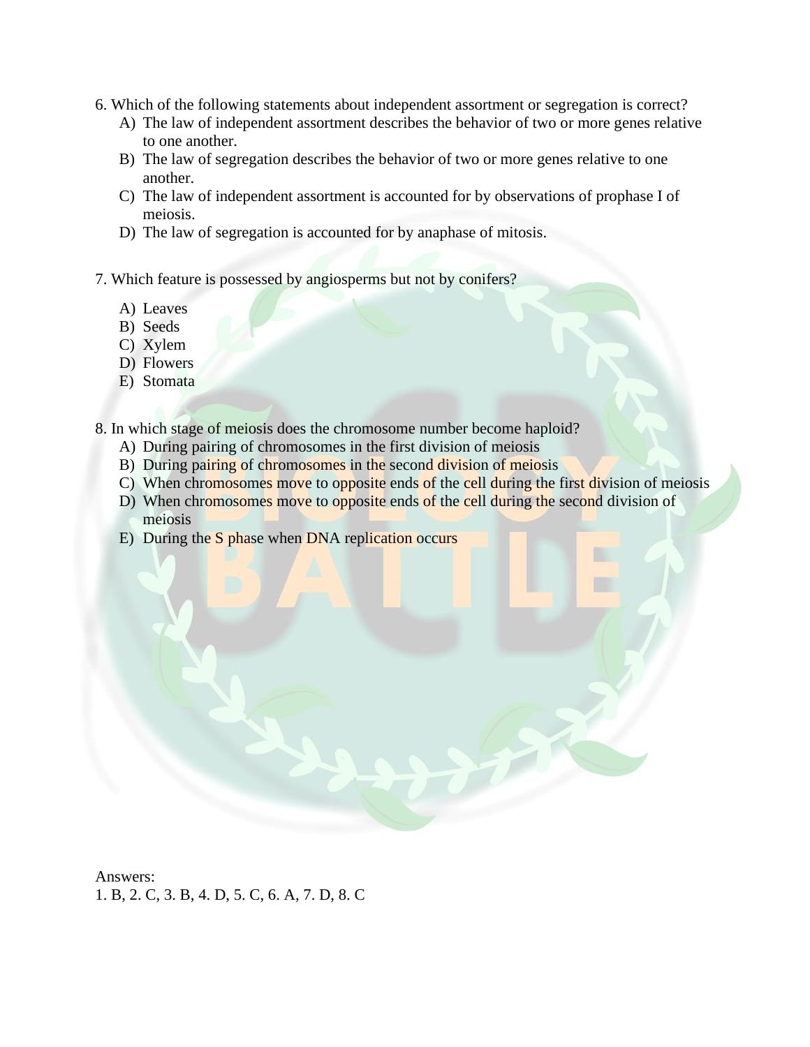6. Which of the following statements about independent assortment or segregation is correct?

A) The law of independent assortment describes the behavior of two or more genes relative to one another.
B) The law of segregation describes the behavior of two or more genes relative to one another.
C) The law of independent assortment is accounted for by observations of prophase I of meiosis.
D) The law of segregation is accounted for by anaphase of mitosis.

7. Which feature is possessed by angiosperms but not by conifers?

A) Leaves
B) Seeds
C) Xylem
D) Flowers
E) Stomata

8. In which stage of meiosis does the chromosome number become haploid?

A) During pairing of chromosomes in the first division of meiosis
B) During pairing of chromosomes in the second division of meiosis
C) When chromosomes move to opposite ends of the cell during the first division of meiosis
D) When chromosomes move to opposite ends of the cell during the second division of meiosis
E) During the S phase when DNA replication occurs

Answers:
1. B, 2. C, 3. B, 4. D, 5. C, 6. A, 7. D, 8. C